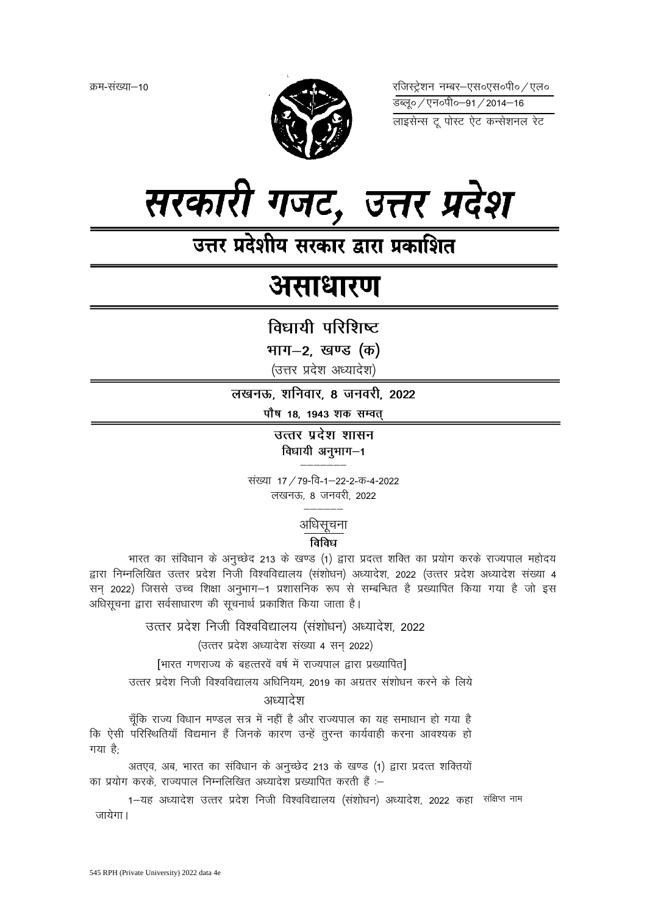क्रम-संख्या–10

रजिस्ट्रेशन नम्बर–एस०एस०पी० / एल०
डब्लू० / एन०पी०–91 / 2014–16
लाइसेन्स टू पोस्ट ऐट कन्सेशनल रेट

# सरकारी गजट, उत्तर प्रदेश

## उत्तर प्रदेशीय सरकार द्वारा प्रकाशित

# असाधारण

### विधायी परिशिष्ट

### भाग–2, खण्ड (क)

(उत्तर प्रदेश अध्यादेश)

**लखनऊ, शनिवार, 8 जनवरी, 2022**

**पौष 18, 1943 शक सम्वत्**

**उत्तर प्रदेश शासन**
**विधायी अनुभाग–1**

संख्या 17 / 79-वि-1–22-2-क-4-2022
लखनऊ, 8 जनवरी, 2022

अधिसूचना

**विविध**

भारत का संविधान के अनुच्छेद 213 के खण्ड (1) द्वारा प्रदत्त शक्ति का प्रयोग करके राज्यपाल महोदय द्वारा निम्नलिखित उत्तर प्रदेश निजी विश्वविद्यालय (संशोधन) अध्यादेश, 2022 (उत्तर प्रदेश अध्यादेश संख्या 4 सन् 2022) जिससे उच्च शिक्षा अनुभाग–1 प्रशासनिक रूप से सम्बन्धित है प्रख्यापित किया गया है जो इस अधिसूचना द्वारा सर्वसाधारण की सूचनार्थ प्रकाशित किया जाता है।

उत्तर प्रदेश निजी विश्वविद्यालय (संशोधन) अध्यादेश, 2022

(उत्तर प्रदेश अध्यादेश संख्या 4 सन् 2022)

[भारत गणराज्य के बहत्तरवें वर्ष में राज्यपाल द्वारा प्रख्यापित]

उत्तर प्रदेश निजी विश्वविद्यालय अधिनियम, 2019 का अग्रतर संशोधन करने के लिये

अध्यादेश

चूँकि राज्य विधान मण्डल सत्र में नहीं है और राज्यपाल का यह समाधान हो गया है कि ऐसी परिस्थितियाँ विद्यमान हैं जिनके कारण उन्हें तुरन्त कार्यवाही करना आवश्यक हो गया है;

अतएव, अब, भारत का संविधान के अनुच्छेद 213 के खण्ड (1) द्वारा प्रदत्त शक्तियों का प्रयोग करके, राज्यपाल निम्नलिखित अध्यादेश प्रख्यापित करती हैं :–

संक्षिप्त नाम

1–यह अध्यादेश उत्तर प्रदेश निजी विश्वविद्यालय (संशोधन) अध्यादेश, 2022 कहा जायेगा।

545 RPH (Private University) 2022 data 4e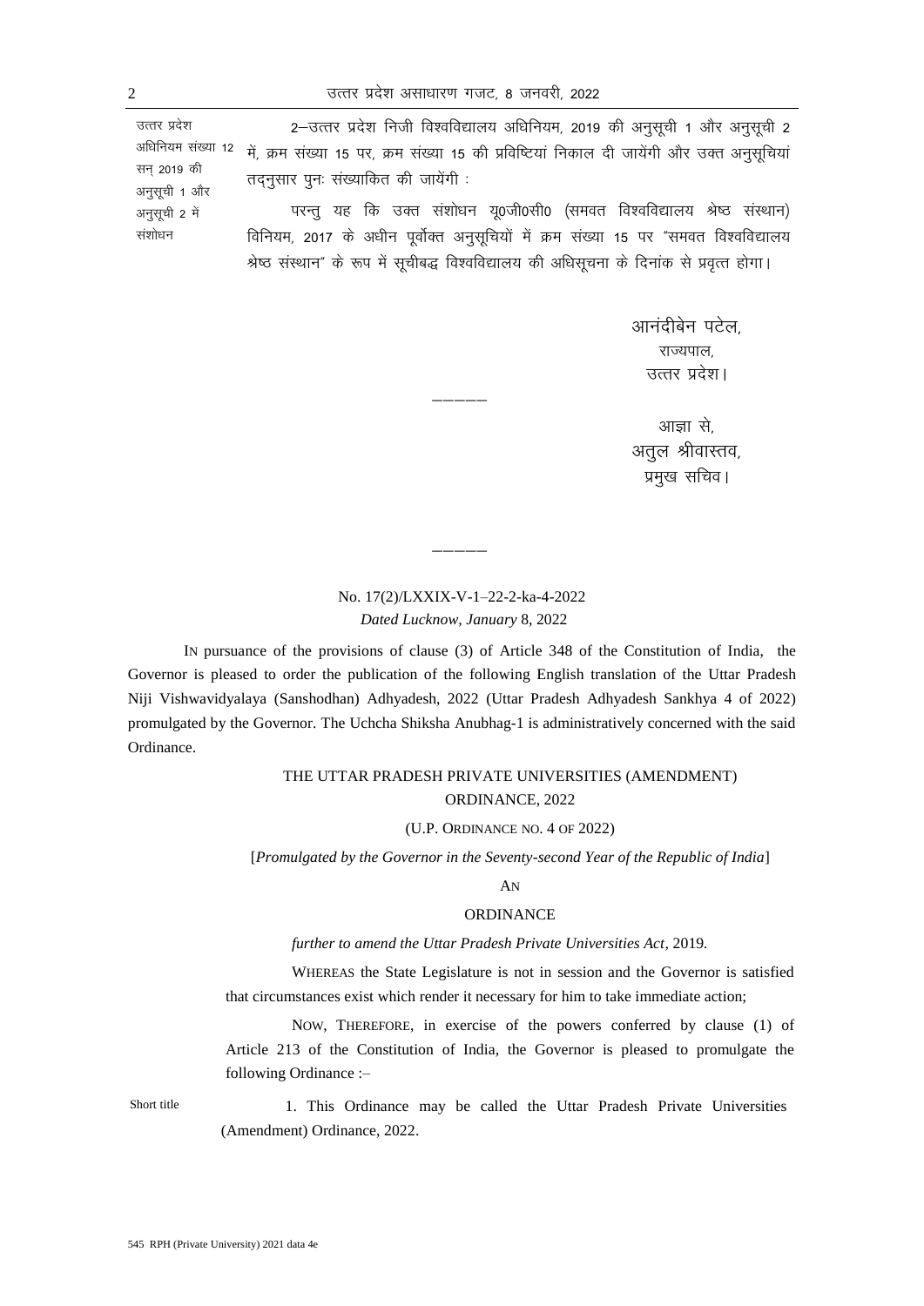उत्तर प्रदेश अधिनियम संख्या 12 सन् 2019 की अनुसूची 1 और अनुसूची 2 में संशोधन

2–उत्तर प्रदेश निजी विश्वविद्यालय अधिनियम, 2019 की अनुसूची 1 और अनुसूची 2 में, क्रम संख्या 15 पर, क्रम संख्या 15 की प्रविष्टियां निकाल दी जायेंगी और उक्त अनुसूचियां तद्नुसार पुनः संख्यांकित की जायेंगी :

परन्तु यह कि उक्त संशोधन यू0जी0सी0 (समवत विश्वविद्यालय श्रेष्ठ संस्थान) विनियम, 2017 के अधीन पूर्वोक्त अनुसूचियों में क्रम संख्या 15 पर "समवत विश्वविद्यालय श्रेष्ठ संस्थान" के रूप में सूचीबद्ध विश्वविद्यालय की अधिसूचना के दिनांक से प्रवृत्त होगा।

आनंदीबेन पटेल,
राज्यपाल,
उत्तर प्रदेश।

———

आज्ञा से,
अतुल श्रीवास्तव,
प्रमुख सचिव।

———

No. 17(2)/LXXIX-V-1–22-2-ka-4-2022
*Dated Lucknow, January* 8, 2022

IN pursuance of the provisions of clause (3) of Article 348 of the Constitution of India, the Governor is pleased to order the publication of the following English translation of the Uttar Pradesh Niji Vishwavidyalaya (Sanshodhan) Adhyadesh, 2022 (Uttar Pradesh Adhyadesh Sankhya 4 of 2022) promulgated by the Governor. The Uchcha Shiksha Anubhag-1 is administratively concerned with the said Ordinance.

THE UTTAR PRADESH PRIVATE UNIVERSITIES (AMENDMENT) ORDINANCE, 2022

(U.P. ORDINANCE NO. 4 OF 2022)

[*Promulgated by the Governor in the Seventy-second Year of the Republic of India*]

AN

ORDINANCE

*further to amend the Uttar Pradesh Private Universities Act*, 2019.

WHEREAS the State Legislature is not in session and the Governor is satisfied that circumstances exist which render it necessary for him to take immediate action;

NOW, THEREFORE, in exercise of the powers conferred by clause (1) of Article 213 of the Constitution of India, the Governor is pleased to promulgate the following Ordinance :–

Short title

1. This Ordinance may be called the Uttar Pradesh Private Universities (Amendment) Ordinance, 2022.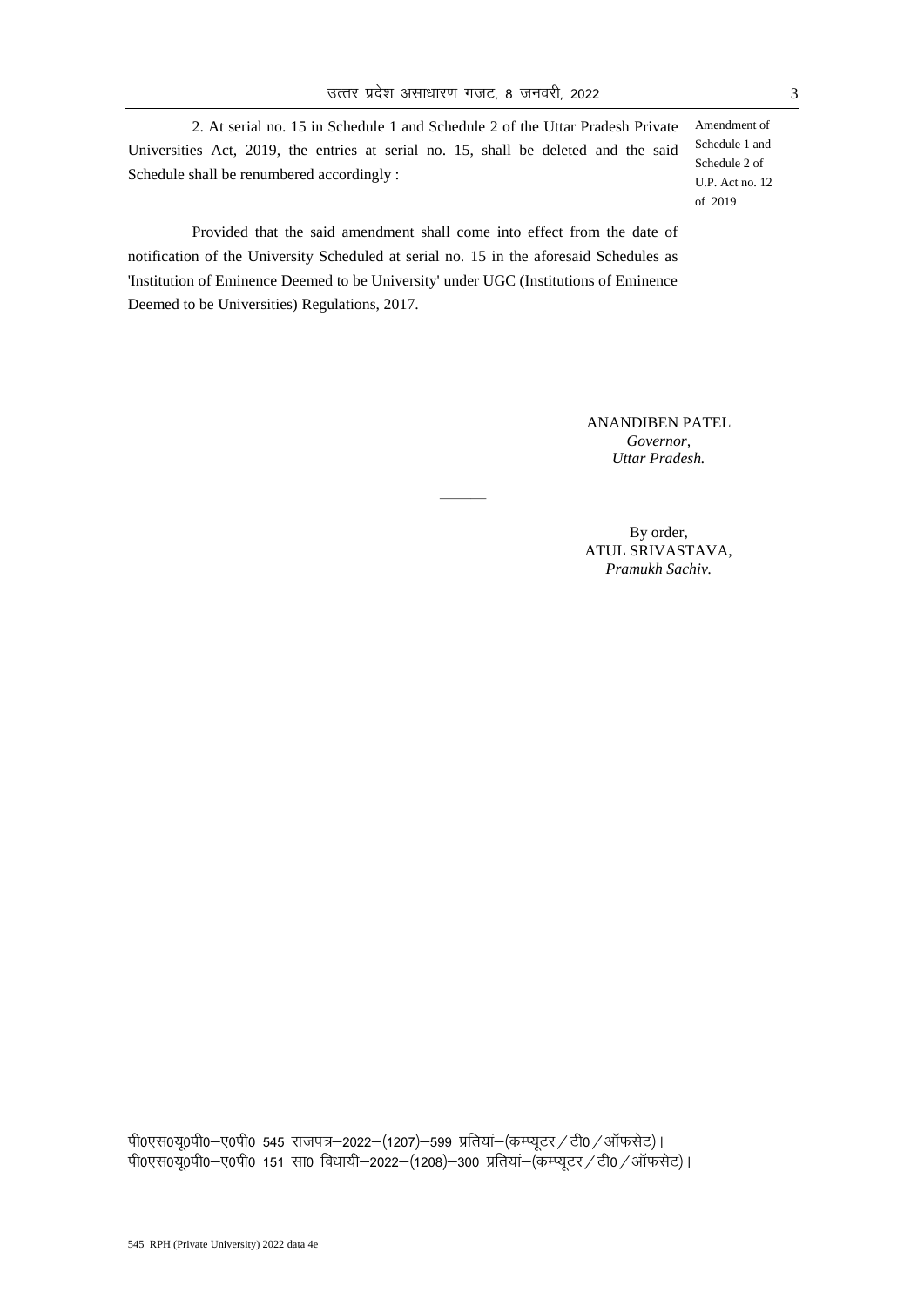2. At serial no. 15 in Schedule 1 and Schedule 2 of the Uttar Pradesh Private Universities Act, 2019, the entries at serial no. 15, shall be deleted and the said Schedule shall be renumbered accordingly :

Amendment of Schedule 1 and Schedule 2 of U.P. Act no. 12 of 2019

Provided that the said amendment shall come into effect from the date of notification of the University Scheduled at serial no. 15 in the aforesaid Schedules as 'Institution of Eminence Deemed to be University' under UGC (Institutions of Eminence Deemed to be Universities) Regulations, 2017.

ANANDIBEN PATEL  
*Governor,*  
*Uttar Pradesh.*

---

By order,  
ATUL SRIVASTAVA,  
*Pramukh Sachiv.*

पी0एस0यू0पी0–ए0पी0 545 राजपत्र–2022–(1207)–599 प्रतियां–(कम्प्यूटर / टी0 / ऑफसेट)।  
पी0एस0यू0पी0–ए0पी0 151 सा0 विधायी–2022–(1208)–300 प्रतियां–(कम्प्यूटर / टी0 / ऑफसेट)।

545 RPH (Private University) 2022 data 4e